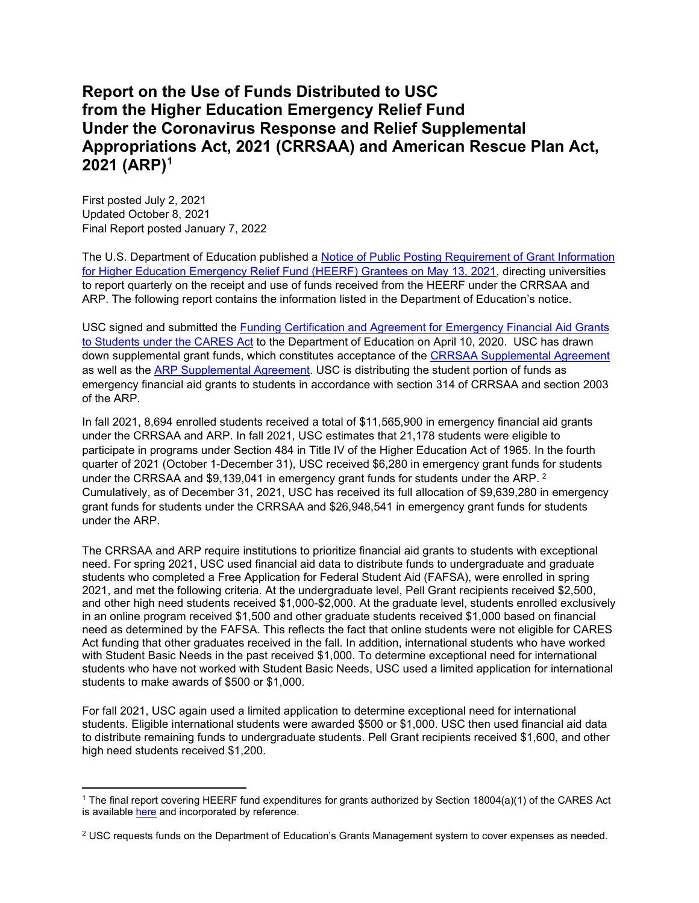# Report on the Use of Funds Distributed to USC from the Higher Education Emergency Relief Fund Under the Coronavirus Response and Relief Supplemental Appropriations Act, 2021 (CRRSAA) and American Rescue Plan Act, 2021 (ARP)[1]

First posted July 2, 2021
Updated October 8, 2021
Final Report posted January 7, 2022

The U.S. Department of Education published a Notice of Public Posting Requirement of Grant Information for Higher Education Emergency Relief Fund (HEERF) Grantees on May 13, 2021, directing universities to report quarterly on the receipt and use of funds received from the HEERF under the CRRSAA and ARP. The following report contains the information listed in the Department of Education's notice.

USC signed and submitted the Funding Certification and Agreement for Emergency Financial Aid Grants to Students under the CARES Act to the Department of Education on April 10, 2020. USC has drawn down supplemental grant funds, which constitutes acceptance of the CRRSAA Supplemental Agreement as well as the ARP Supplemental Agreement. USC is distributing the student portion of funds as emergency financial aid grants to students in accordance with section 314 of CRRSAA and section 2003 of the ARP.

In fall 2021, 8,694 enrolled students received a total of $11,565,900 in emergency financial aid grants under the CRRSAA and ARP. In fall 2021, USC estimates that 21,178 students were eligible to participate in programs under Section 484 in Title IV of the Higher Education Act of 1965. In the fourth quarter of 2021 (October 1-December 31), USC received $6,280 in emergency grant funds for students under the CRRSAA and $9,139,041 in emergency grant funds for students under the ARP.[2] Cumulatively, as of December 31, 2021, USC has received its full allocation of $9,639,280 in emergency grant funds for students under the CRRSAA and $26,948,541 in emergency grant funds for students under the ARP.

The CRRSAA and ARP require institutions to prioritize financial aid grants to students with exceptional need. For spring 2021, USC used financial aid data to distribute funds to undergraduate and graduate students who completed a Free Application for Federal Student Aid (FAFSA), were enrolled in spring 2021, and met the following criteria. At the undergraduate level, Pell Grant recipients received $2,500, and other high need students received $1,000-$2,000. At the graduate level, students enrolled exclusively in an online program received $1,500 and other graduate students received $1,000 based on financial need as determined by the FAFSA. This reflects the fact that online students were not eligible for CARES Act funding that other graduates received in the fall. In addition, international students who have worked with Student Basic Needs in the past received $1,000. To determine exceptional need for international students who have not worked with Student Basic Needs, USC used a limited application for international students to make awards of $500 or $1,000.

For fall 2021, USC again used a limited application to determine exceptional need for international students. Eligible international students were awarded $500 or $1,000. USC then used financial aid data to distribute remaining funds to undergraduate students. Pell Grant recipients received $1,600, and other high need students received $1,200.

---

[1] The final report covering HEERF fund expenditures for grants authorized by Section 18004(a)(1) of the CARES Act is available here and incorporated by reference.

[2] USC requests funds on the Department of Education's Grants Management system to cover expenses as needed.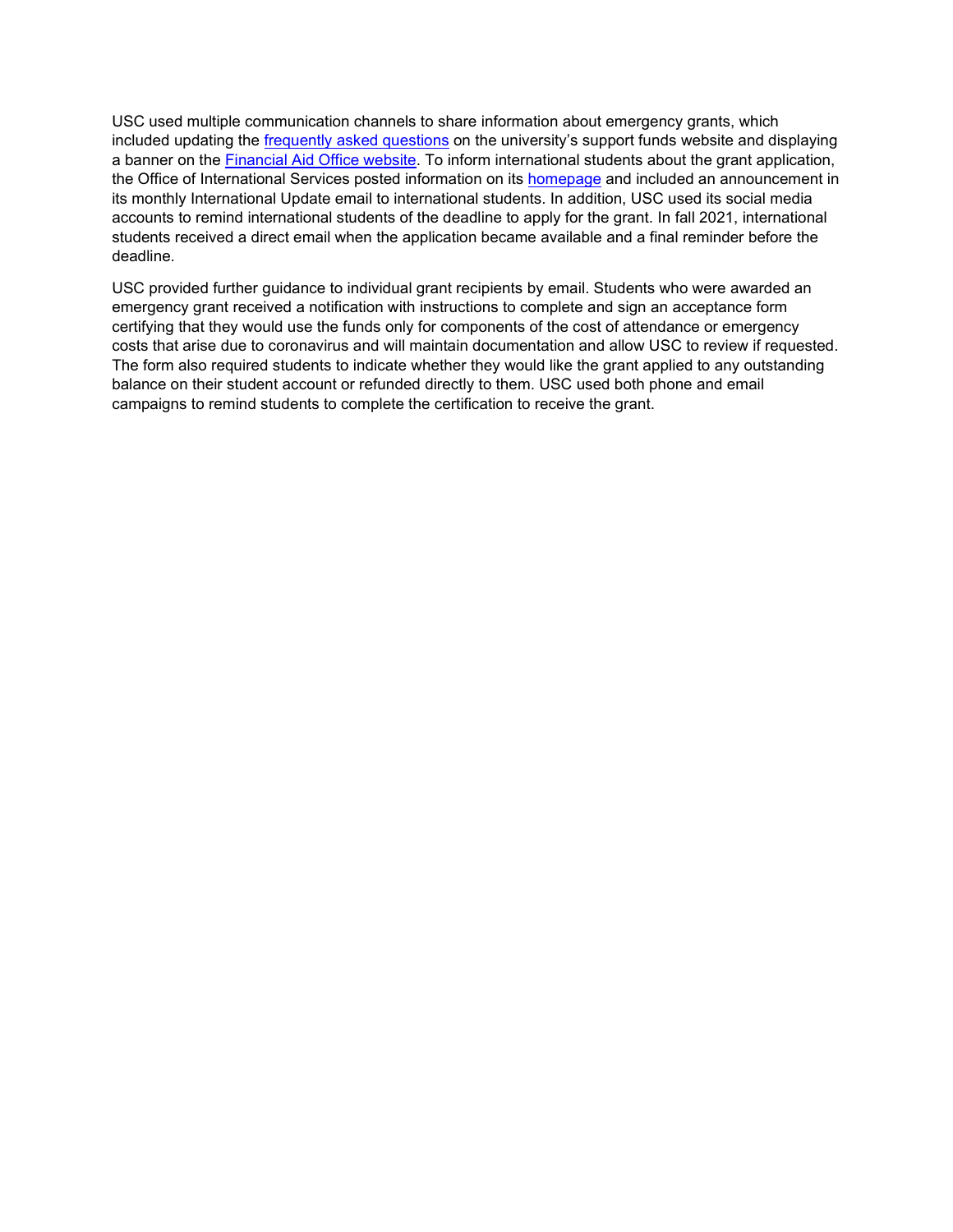USC used multiple communication channels to share information about emergency grants, which included updating the frequently asked questions on the university's support funds website and displaying a banner on the Financial Aid Office website. To inform international students about the grant application, the Office of International Services posted information on its homepage and included an announcement in its monthly International Update email to international students. In addition, USC used its social media accounts to remind international students of the deadline to apply for the grant. In fall 2021, international students received a direct email when the application became available and a final reminder before the deadline.

USC provided further guidance to individual grant recipients by email. Students who were awarded an emergency grant received a notification with instructions to complete and sign an acceptance form certifying that they would use the funds only for components of the cost of attendance or emergency costs that arise due to coronavirus and will maintain documentation and allow USC to review if requested. The form also required students to indicate whether they would like the grant applied to any outstanding balance on their student account or refunded directly to them. USC used both phone and email campaigns to remind students to complete the certification to receive the grant.